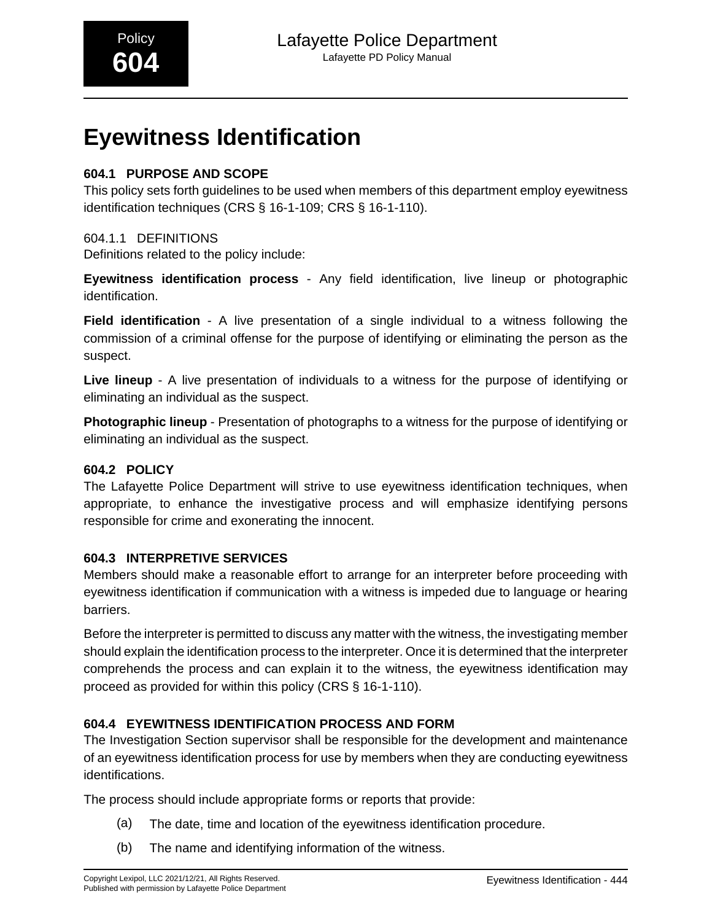# Eyewitness Identification

### 604.1 PURPOSE AND SCOPE

This policy sets forth guidelines to be used when members of this department employ eyewitness identification techniques (CRS § 16-1-109; CRS § 16-1-110).

#### 604.1.1 DEFINITIONS

Definitions related to the policy include:

**Eyewitness identification process** - Any field identification, live lineup or photographic identification.

**Field identification** - A live presentation of a single individual to a witness following the commission of a criminal offense for the purpose of identifying or eliminating the person as the suspect.

**Live lineup** - A live presentation of individuals to a witness for the purpose of identifying or eliminating an individual as the suspect.

**Photographic lineup** - Presentation of photographs to a witness for the purpose of identifying or eliminating an individual as the suspect.

### 604.2 POLICY

The Lafayette Police Department will strive to use eyewitness identification techniques, when appropriate, to enhance the investigative process and will emphasize identifying persons responsible for crime and exonerating the innocent.

### 604.3 INTERPRETIVE SERVICES

Members should make a reasonable effort to arrange for an interpreter before proceeding with eyewitness identification if communication with a witness is impeded due to language or hearing barriers.

Before the interpreter is permitted to discuss any matter with the witness, the investigating member should explain the identification process to the interpreter. Once it is determined that the interpreter comprehends the process and can explain it to the witness, the eyewitness identification may proceed as provided for within this policy (CRS § 16-1-110).

### 604.4 EYEWITNESS IDENTIFICATION PROCESS AND FORM

The Investigation Section supervisor shall be responsible for the development and maintenance of an eyewitness identification process for use by members when they are conducting eyewitness identifications.

The process should include appropriate forms or reports that provide:

(a) The date, time and location of the eyewitness identification procedure.

(b) The name and identifying information of the witness.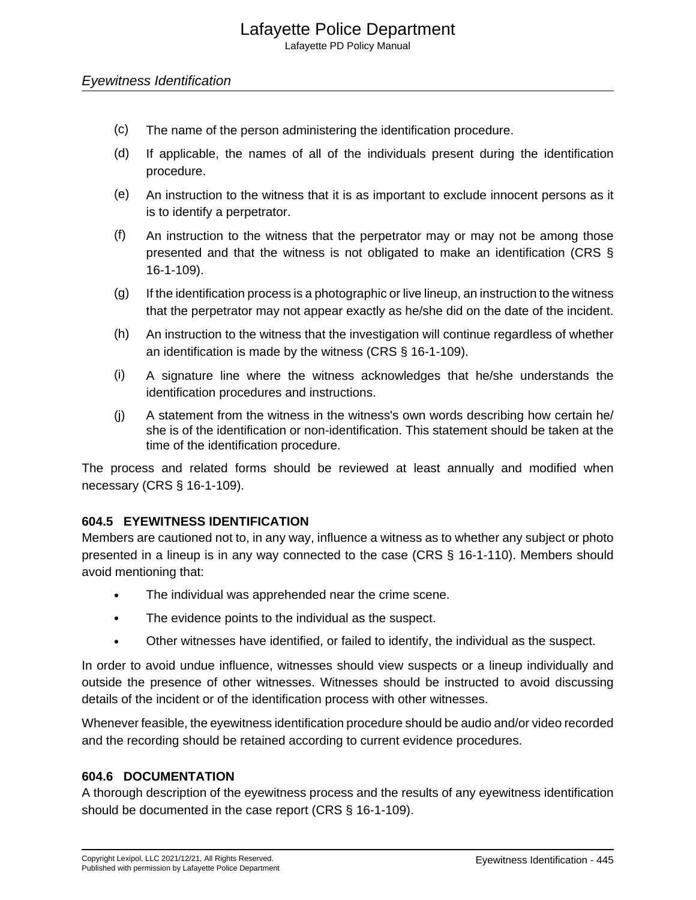(c) The name of the person administering the identification procedure.

(d) If applicable, the names of all of the individuals present during the identification procedure.

(e) An instruction to the witness that it is as important to exclude innocent persons as it is to identify a perpetrator.

(f) An instruction to the witness that the perpetrator may or may not be among those presented and that the witness is not obligated to make an identification (CRS § 16-1-109).

(g) If the identification process is a photographic or live lineup, an instruction to the witness that the perpetrator may not appear exactly as he/she did on the date of the incident.

(h) An instruction to the witness that the investigation will continue regardless of whether an identification is made by the witness (CRS § 16-1-109).

(i) A signature line where the witness acknowledges that he/she understands the identification procedures and instructions.

(j) A statement from the witness in the witness's own words describing how certain he/she is of the identification or non-identification. This statement should be taken at the time of the identification procedure.

The process and related forms should be reviewed at least annually and modified when necessary (CRS § 16-1-109).

### 604.5 EYEWITNESS IDENTIFICATION

Members are cautioned not to, in any way, influence a witness as to whether any subject or photo presented in a lineup is in any way connected to the case (CRS § 16-1-110). Members should avoid mentioning that:

- The individual was apprehended near the crime scene.
- The evidence points to the individual as the suspect.
- Other witnesses have identified, or failed to identify, the individual as the suspect.

In order to avoid undue influence, witnesses should view suspects or a lineup individually and outside the presence of other witnesses. Witnesses should be instructed to avoid discussing details of the incident or of the identification process with other witnesses.

Whenever feasible, the eyewitness identification procedure should be audio and/or video recorded and the recording should be retained according to current evidence procedures.

### 604.6 DOCUMENTATION

A thorough description of the eyewitness process and the results of any eyewitness identification should be documented in the case report (CRS § 16-1-109).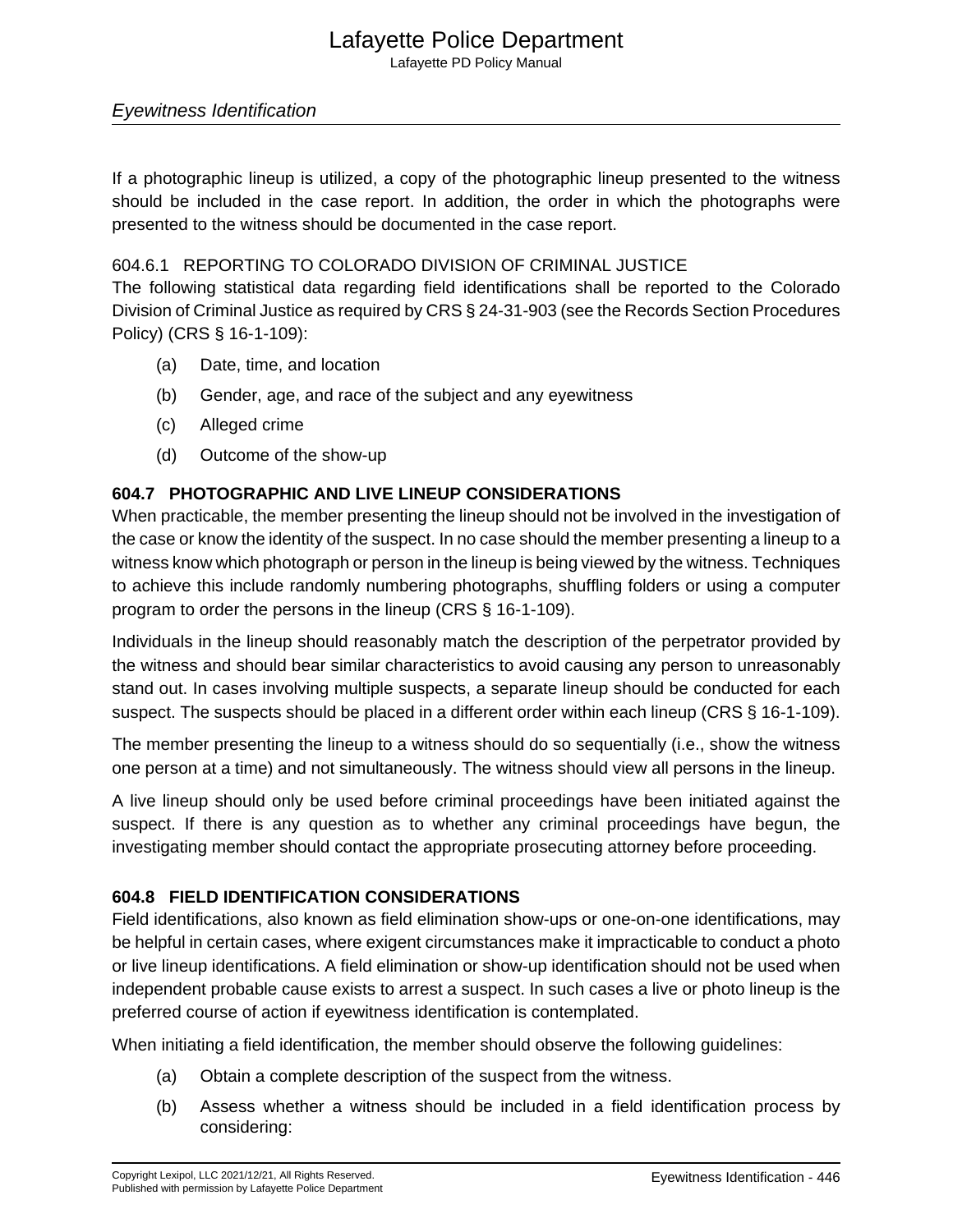If a photographic lineup is utilized, a copy of the photographic lineup presented to the witness should be included in the case report. In addition, the order in which the photographs were presented to the witness should be documented in the case report.

#### 604.6.1 REPORTING TO COLORADO DIVISION OF CRIMINAL JUSTICE

The following statistical data regarding field identifications shall be reported to the Colorado Division of Criminal Justice as required by CRS § 24-31-903 (see the Records Section Procedures Policy) (CRS § 16-1-109):

(a) Date, time, and location

(b) Gender, age, and race of the subject and any eyewitness

(c) Alleged crime

(d) Outcome of the show-up

### 604.7 PHOTOGRAPHIC AND LIVE LINEUP CONSIDERATIONS

When practicable, the member presenting the lineup should not be involved in the investigation of the case or know the identity of the suspect. In no case should the member presenting a lineup to a witness know which photograph or person in the lineup is being viewed by the witness. Techniques to achieve this include randomly numbering photographs, shuffling folders or using a computer program to order the persons in the lineup (CRS § 16-1-109).

Individuals in the lineup should reasonably match the description of the perpetrator provided by the witness and should bear similar characteristics to avoid causing any person to unreasonably stand out. In cases involving multiple suspects, a separate lineup should be conducted for each suspect. The suspects should be placed in a different order within each lineup (CRS § 16-1-109).

The member presenting the lineup to a witness should do so sequentially (i.e., show the witness one person at a time) and not simultaneously. The witness should view all persons in the lineup.

A live lineup should only be used before criminal proceedings have been initiated against the suspect. If there is any question as to whether any criminal proceedings have begun, the investigating member should contact the appropriate prosecuting attorney before proceeding.

### 604.8 FIELD IDENTIFICATION CONSIDERATIONS

Field identifications, also known as field elimination show-ups or one-on-one identifications, may be helpful in certain cases, where exigent circumstances make it impracticable to conduct a photo or live lineup identifications. A field elimination or show-up identification should not be used when independent probable cause exists to arrest a suspect. In such cases a live or photo lineup is the preferred course of action if eyewitness identification is contemplated.

When initiating a field identification, the member should observe the following guidelines:

(a) Obtain a complete description of the suspect from the witness.

(b) Assess whether a witness should be included in a field identification process by considering: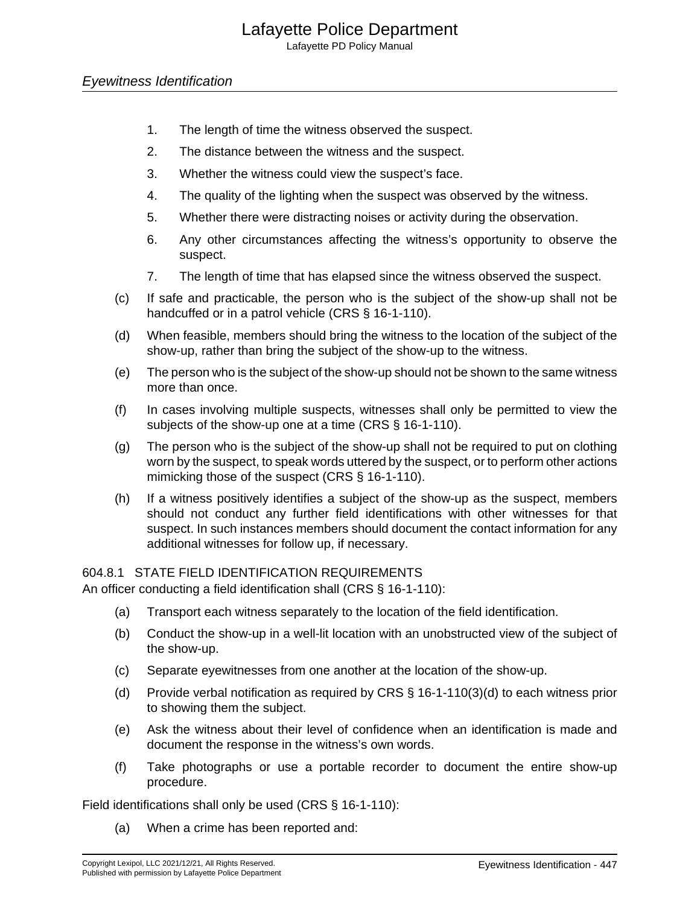1. The length of time the witness observed the suspect.
2. The distance between the witness and the suspect.
3. Whether the witness could view the suspect's face.
4. The quality of the lighting when the suspect was observed by the witness.
5. Whether there were distracting noises or activity during the observation.
6. Any other circumstances affecting the witness's opportunity to observe the suspect.
7. The length of time that has elapsed since the witness observed the suspect.

(c) If safe and practicable, the person who is the subject of the show-up shall not be handcuffed or in a patrol vehicle (CRS § 16-1-110).

(d) When feasible, members should bring the witness to the location of the subject of the show-up, rather than bring the subject of the show-up to the witness.

(e) The person who is the subject of the show-up should not be shown to the same witness more than once.

(f) In cases involving multiple suspects, witnesses shall only be permitted to view the subjects of the show-up one at a time (CRS § 16-1-110).

(g) The person who is the subject of the show-up shall not be required to put on clothing worn by the suspect, to speak words uttered by the suspect, or to perform other actions mimicking those of the suspect (CRS § 16-1-110).

(h) If a witness positively identifies a subject of the show-up as the suspect, members should not conduct any further field identifications with other witnesses for that suspect. In such instances members should document the contact information for any additional witnesses for follow up, if necessary.

### 604.8.1 STATE FIELD IDENTIFICATION REQUIREMENTS

An officer conducting a field identification shall (CRS § 16-1-110):

(a) Transport each witness separately to the location of the field identification.

(b) Conduct the show-up in a well-lit location with an unobstructed view of the subject of the show-up.

(c) Separate eyewitnesses from one another at the location of the show-up.

(d) Provide verbal notification as required by CRS § 16-1-110(3)(d) to each witness prior to showing them the subject.

(e) Ask the witness about their level of confidence when an identification is made and document the response in the witness's own words.

(f) Take photographs or use a portable recorder to document the entire show-up procedure.

Field identifications shall only be used (CRS § 16-1-110):

(a) When a crime has been reported and: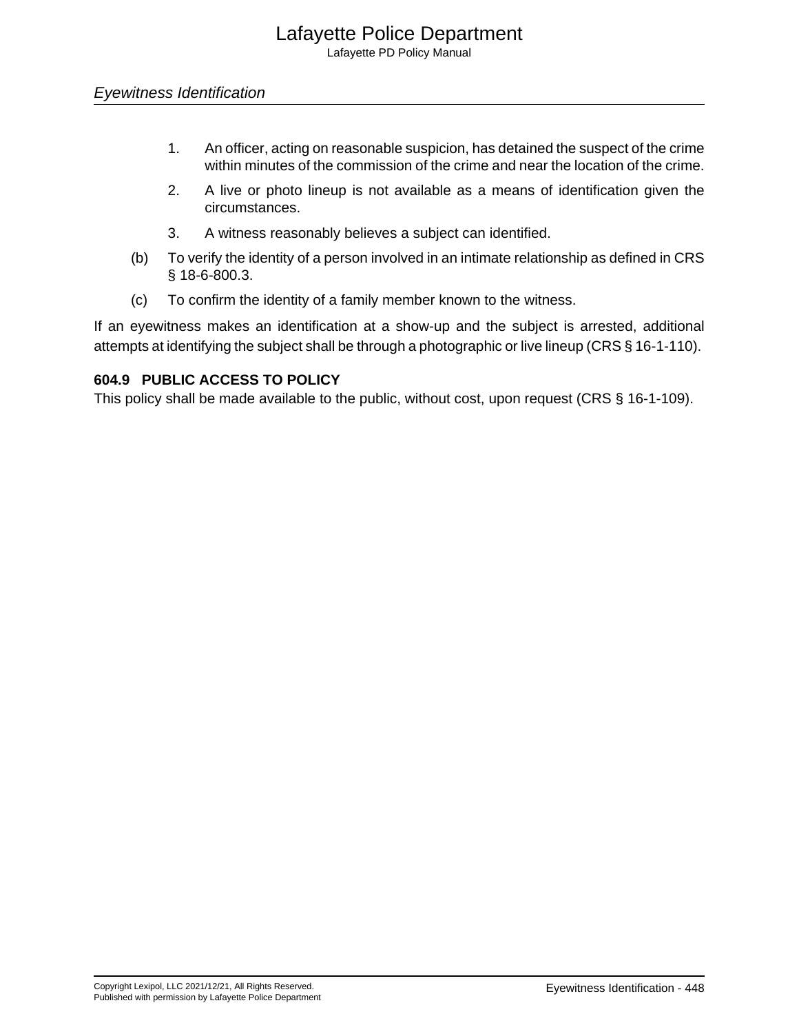1. An officer, acting on reasonable suspicion, has detained the suspect of the crime within minutes of the commission of the crime and near the location of the crime.
2. A live or photo lineup is not available as a means of identification given the circumstances.
3. A witness reasonably believes a subject can identified.

(b) To verify the identity of a person involved in an intimate relationship as defined in CRS § 18-6-800.3.

(c) To confirm the identity of a family member known to the witness.

If an eyewitness makes an identification at a show-up and the subject is arrested, additional attempts at identifying the subject shall be through a photographic or live lineup (CRS § 16-1-110).

### 604.9 PUBLIC ACCESS TO POLICY

This policy shall be made available to the public, without cost, upon request (CRS § 16-1-109).